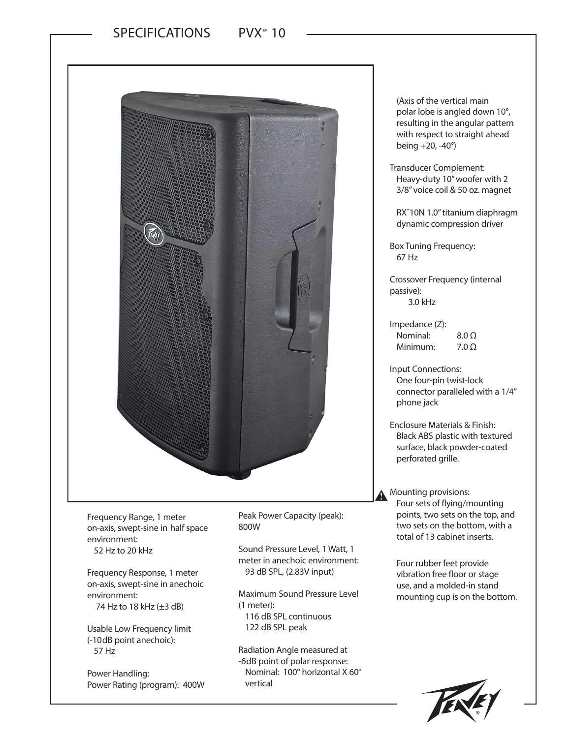# SPECIFICATIONS PVX™ 10

Frequency Range, 1 meter on-axis, swept-sine in half space environment:
52 Hz to 20 kHz

Frequency Response, 1 meter on-axis, swept-sine in anechoic environment:
74 Hz to 18 kHz (±3 dB)

Usable Low Frequency limit (-10dB point anechoic):
57 Hz

Power Handling:
Power Rating (program): 400W

Peak Power Capacity (peak):
800W

Sound Pressure Level, 1 Watt, 1 meter in anechoic environment:
93 dB SPL, (2.83V input)

Maximum Sound Pressure Level (1 meter):
116 dB SPL continuous
122 dB SPL peak

Radiation Angle measured at -6dB point of polar response:
Nominal: 100° horizontal X 60° vertical

(Axis of the vertical main polar lobe is angled down 10°, resulting in the angular pattern with respect to straight ahead being +20, -40°)

Transducer Complement:
Heavy-duty 10" woofer with 2 3/8" voice coil & 50 oz. magnet

RX™10N 1.0" titanium diaphragm dynamic compression driver

Box Tuning Frequency:
67 Hz

Crossover Frequency (internal passive):
3.0 kHz

Impedance (Z):
Nominal: 8.0 Ω
Minimum: 7.0 Ω

Input Connections:
One four-pin twist-lock connector paralleled with a 1/4" phone jack

Enclosure Materials & Finish:
Black ABS plastic with textured surface, black powder-coated perforated grille.

Mounting provisions:
Four sets of flying/mounting points, two sets on the top, and two sets on the bottom, with a total of 13 cabinet inserts.

Four rubber feet provide vibration free floor or stage use, and a molded-in stand mounting cup is on the bottom.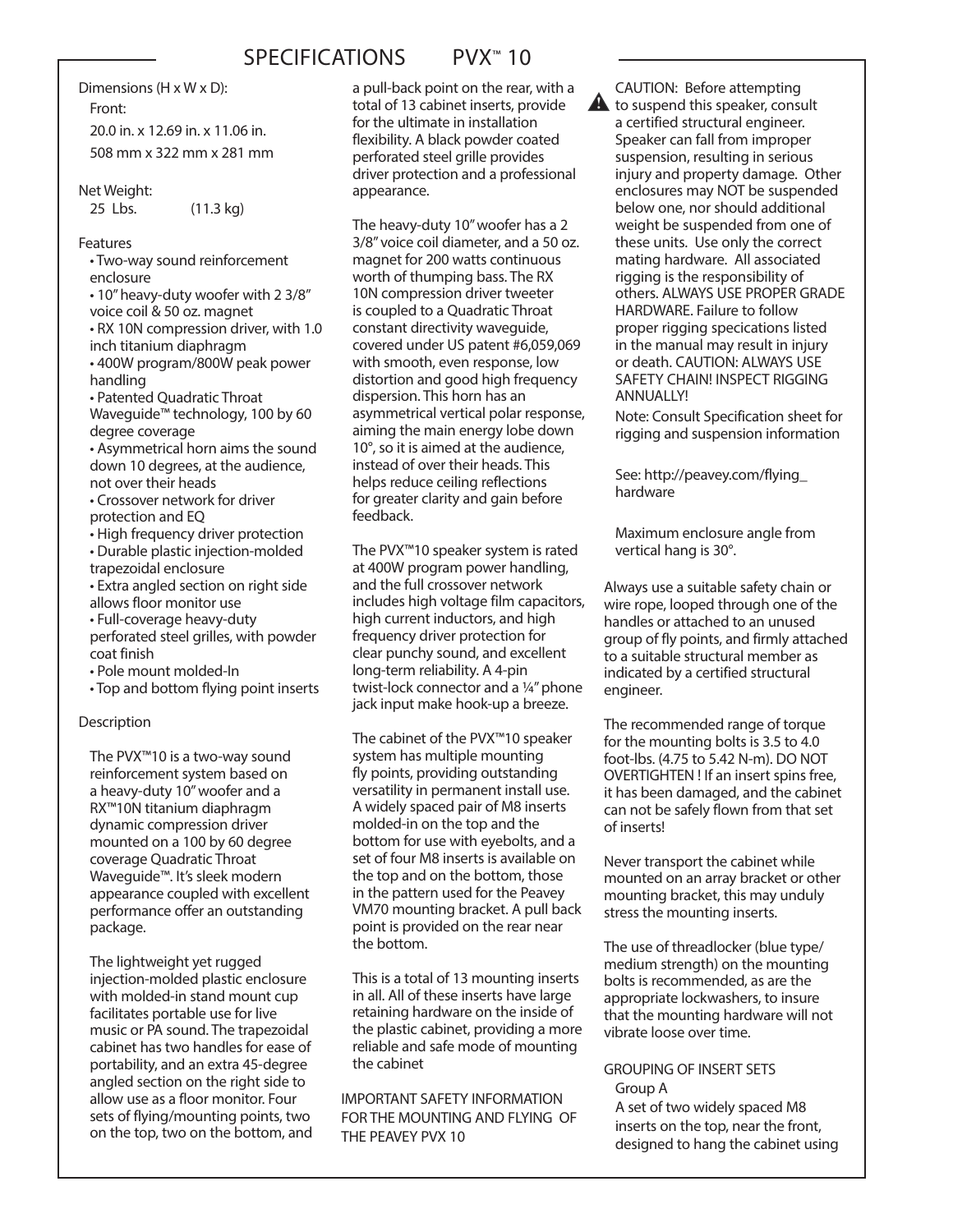# SPECIFICATIONS PVX™ 10

Dimensions (H x W x D):

Front:

20.0 in. x 12.69 in. x 11.06 in.

508 mm x 322 mm x 281 mm

Net Weight:

25 Lbs. (11.3 kg)

Features

- Two-way sound reinforcement enclosure
- 10" heavy-duty woofer with 2 3/8" voice coil & 50 oz. magnet
- RX 10N compression driver, with 1.0 inch titanium diaphragm
- 400W program/800W peak power handling
- Patented Quadratic Throat Waveguide™ technology, 100 by 60 degree coverage
- Asymmetrical horn aims the sound down 10 degrees, at the audience, not over their heads
- Crossover network for driver protection and EQ
- High frequency driver protection
- Durable plastic injection-molded trapezoidal enclosure
- Extra angled section on right side allows floor monitor use
- Full-coverage heavy-duty perforated steel grilles, with powder coat finish
- Pole mount molded-In
- Top and bottom flying point inserts

Description

The PVX™10 is a two-way sound reinforcement system based on a heavy-duty 10" woofer and a RX™10N titanium diaphragm dynamic compression driver mounted on a 100 by 60 degree coverage Quadratic Throat Waveguide™. It's sleek modern appearance coupled with excellent performance offer an outstanding package.

The lightweight yet rugged injection-molded plastic enclosure with molded-in stand mount cup facilitates portable use for live music or PA sound. The trapezoidal cabinet has two handles for ease of portability, and an extra 45-degree angled section on the right side to allow use as a floor monitor. Four sets of flying/mounting points, two on the top, two on the bottom, and a pull-back point on the rear, with a total of 13 cabinet inserts, provide for the ultimate in installation flexibility. A black powder coated perforated steel grille provides driver protection and a professional appearance.

The heavy-duty 10" woofer has a 2 3/8" voice coil diameter, and a 50 oz. magnet for 200 watts continuous worth of thumping bass. The RX 10N compression driver tweeter is coupled to a Quadratic Throat constant directivity waveguide, covered under US patent #6,059,069 with smooth, even response, low distortion and good high frequency dispersion. This horn has an asymmetrical vertical polar response, aiming the main energy lobe down 10°, so it is aimed at the audience, instead of over their heads. This helps reduce ceiling reflections for greater clarity and gain before feedback.

The PVX™10 speaker system is rated at 400W program power handling, and the full crossover network includes high voltage film capacitors, high current inductors, and high frequency driver protection for clear punchy sound, and excellent long-term reliability. A 4-pin twist-lock connector and a ¼" phone jack input make hook-up a breeze.

The cabinet of the PVX™10 speaker system has multiple mounting fly points, providing outstanding versatility in permanent install use. A widely spaced pair of M8 inserts molded-in on the top and the bottom for use with eyebolts, and a set of four M8 inserts is available on the top and on the bottom, those in the pattern used for the Peavey VM70 mounting bracket. A pull back point is provided on the rear near the bottom.

This is a total of 13 mounting inserts in all. All of these inserts have large retaining hardware on the inside of the plastic cabinet, providing a more reliable and safe mode of mounting the cabinet

IMPORTANT SAFETY INFORMATION FOR THE MOUNTING AND FLYING OF THE PEAVEY PVX 10

⚠ CAUTION: Before attempting to suspend this speaker, consult a certified structural engineer. Speaker can fall from improper suspension, resulting in serious injury and property damage. Other enclosures may NOT be suspended below one, nor should additional weight be suspended from one of these units. Use only the correct mating hardware. All associated rigging is the responsibility of others. ALWAYS USE PROPER GRADE HARDWARE. Failure to follow proper rigging specications listed in the manual may result in injury or death. CAUTION: ALWAYS USE SAFETY CHAIN! INSPECT RIGGING ANNUALLY!

Note: Consult Specification sheet for rigging and suspension information

See: http://peavey.com/flying_hardware

Maximum enclosure angle from vertical hang is 30°.

Always use a suitable safety chain or wire rope, looped through one of the handles or attached to an unused group of fly points, and firmly attached to a suitable structural member as indicated by a certified structural engineer.

The recommended range of torque for the mounting bolts is 3.5 to 4.0 foot-lbs. (4.75 to 5.42 N-m). DO NOT OVERTIGHTEN ! If an insert spins free, it has been damaged, and the cabinet can not be safely flown from that set of inserts!

Never transport the cabinet while mounted on an array bracket or other mounting bracket, this may unduly stress the mounting inserts.

The use of threadlocker (blue type/ medium strength) on the mounting bolts is recommended, as are the appropriate lockwashers, to insure that the mounting hardware will not vibrate loose over time.

GROUPING OF INSERT SETS

Group A

A set of two widely spaced M8 inserts on the top, near the front, designed to hang the cabinet using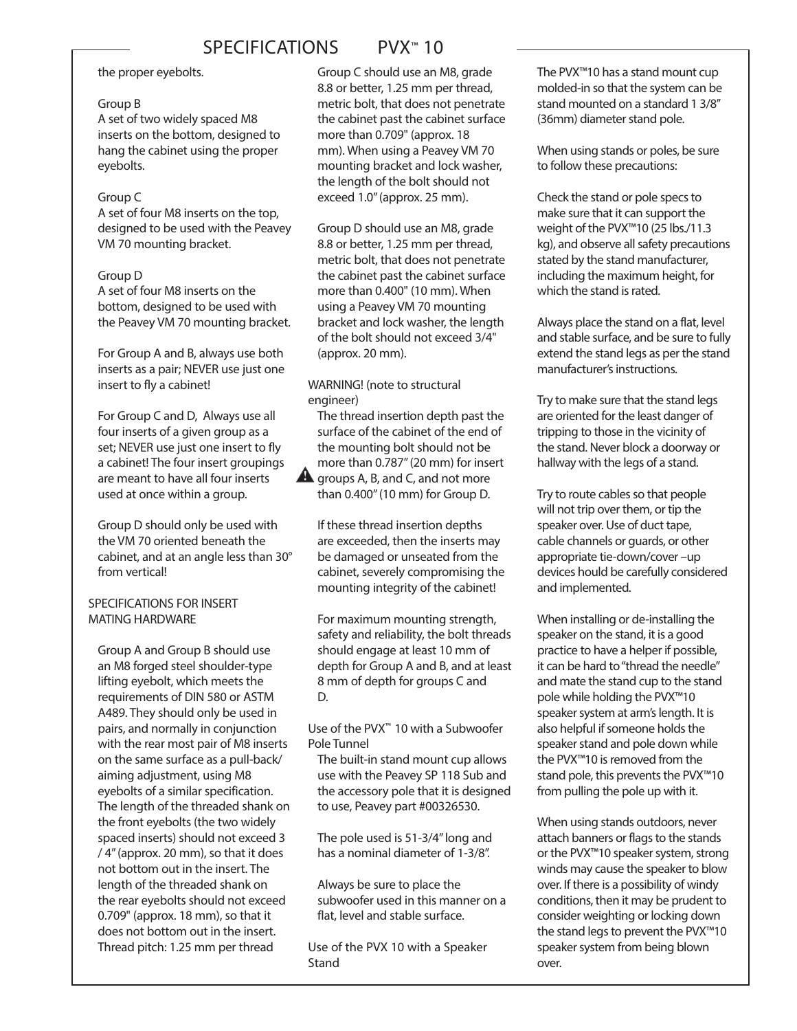the proper eyebolts.

Group B
A set of two widely spaced M8 inserts on the bottom, designed to hang the cabinet using the proper eyebolts.

Group C
A set of four M8 inserts on the top, designed to be used with the Peavey VM 70 mounting bracket.

Group D
A set of four M8 inserts on the bottom, designed to be used with the Peavey VM 70 mounting bracket.

For Group A and B, always use both inserts as a pair; NEVER use just one insert to fly a cabinet!

For Group C and D, Always use all four inserts of a given group as a set; NEVER use just one insert to fly a cabinet! The four insert groupings are meant to have all four inserts used at once within a group.

Group D should only be used with the VM 70 oriented beneath the cabinet, and at an angle less than 30° from vertical!

SPECIFICATIONS FOR INSERT MATING HARDWARE

Group A and Group B should use an M8 forged steel shoulder-type lifting eyebolt, which meets the requirements of DIN 580 or ASTM A489. They should only be used in pairs, and normally in conjunction with the rear most pair of M8 inserts on the same surface as a pull-back/ aiming adjustment, using M8 eyebolts of a similar specification. The length of the threaded shank on the front eyebolts (the two widely spaced inserts) should not exceed 3 / 4" (approx. 20 mm), so that it does not bottom out in the insert. The length of the threaded shank on the rear eyebolts should not exceed 0.709" (approx. 18 mm), so that it does not bottom out in the insert. Thread pitch: 1.25 mm per thread

Group C should use an M8, grade 8.8 or better, 1.25 mm per thread, metric bolt, that does not penetrate the cabinet past the cabinet surface more than 0.709" (approx. 18 mm). When using a Peavey VM 70 mounting bracket and lock washer, the length of the bolt should not exceed 1.0" (approx. 25 mm).

Group D should use an M8, grade 8.8 or better, 1.25 mm per thread, metric bolt, that does not penetrate the cabinet past the cabinet surface more than 0.400" (10 mm). When using a Peavey VM 70 mounting bracket and lock washer, the length of the bolt should not exceed 3/4" (approx. 20 mm).

WARNING! (note to structural engineer)
The thread insertion depth past the surface of the cabinet of the end of the mounting bolt should not be more than 0.787" (20 mm) for insert groups A, B, and C, and not more than 0.400" (10 mm) for Group D.

If these thread insertion depths are exceeded, then the inserts may be damaged or unseated from the cabinet, severely compromising the mounting integrity of the cabinet!

For maximum mounting strength, safety and reliability, the bolt threads should engage at least 10 mm of depth for Group A and B, and at least 8 mm of depth for groups C and D.

Use of the PVX™ 10 with a Subwoofer Pole Tunnel
The built-in stand mount cup allows use with the Peavey SP 118 Sub and the accessory pole that it is designed to use, Peavey part #00326530.

The pole used is 51-3/4" long and has a nominal diameter of 1-3/8".

Always be sure to place the subwoofer used in this manner on a flat, level and stable surface.

Use of the PVX 10 with a Speaker Stand

The PVX™10 has a stand mount cup molded-in so that the system can be stand mounted on a standard 1 3/8" (36mm) diameter stand pole.

When using stands or poles, be sure to follow these precautions:

Check the stand or pole specs to make sure that it can support the weight of the PVX™10 (25 lbs./11.3 kg), and observe all safety precautions stated by the stand manufacturer, including the maximum height, for which the stand is rated.

Always place the stand on a flat, level and stable surface, and be sure to fully extend the stand legs as per the stand manufacturer's instructions.

Try to make sure that the stand legs are oriented for the least danger of tripping to those in the vicinity of the stand. Never block a doorway or hallway with the legs of a stand.

Try to route cables so that people will not trip over them, or tip the speaker over. Use of duct tape, cable channels or guards, or other appropriate tie-down/cover –up devices hould be carefully considered and implemented.

When installing or de-installing the speaker on the stand, it is a good practice to have a helper if possible, it can be hard to "thread the needle" and mate the stand cup to the stand pole while holding the PVX™10 speaker system at arm's length. It is also helpful if someone holds the speaker stand and pole down while the PVX™10 is removed from the stand pole, this prevents the PVX™10 from pulling the pole up with it.

When using stands outdoors, never attach banners or flags to the stands or the PVX™10 speaker system, strong winds may cause the speaker to blow over. If there is a possibility of windy conditions, then it may be prudent to consider weighting or locking down the stand legs to prevent the PVX™10 speaker system from being blown over.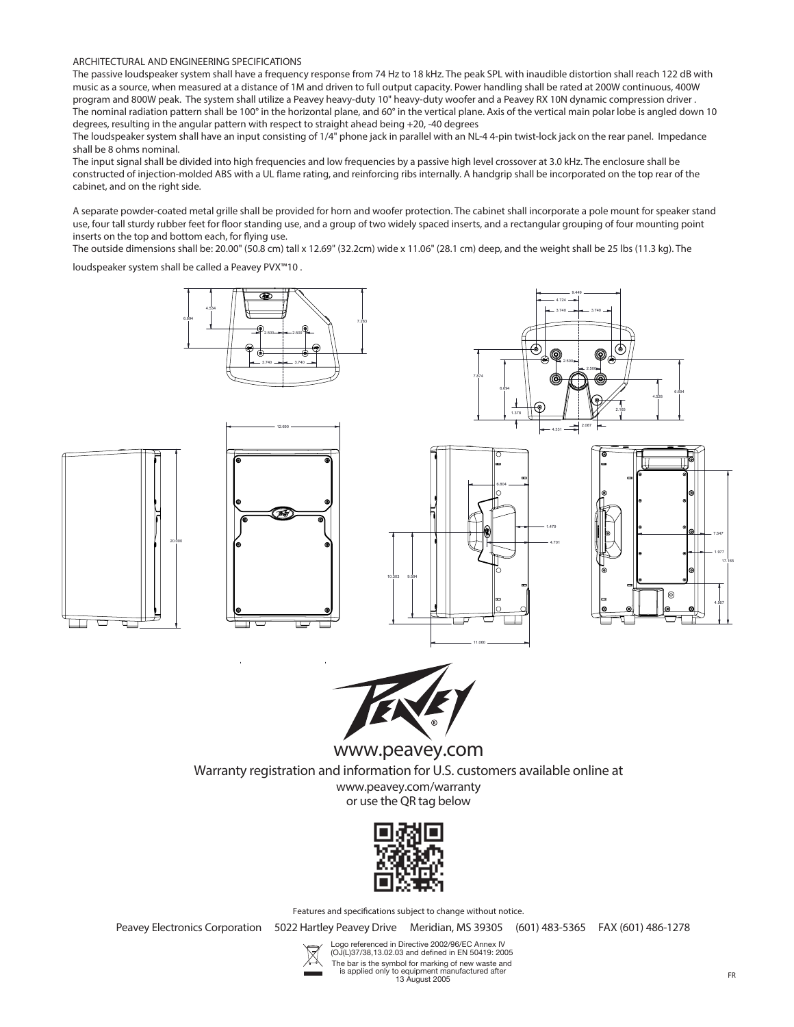ARCHITECTURAL AND ENGINEERING SPECIFICATIONS

The passive loudspeaker system shall have a frequency response from 74 Hz to 18 kHz. The peak SPL with inaudible distortion shall reach 122 dB with music as a source, when measured at a distance of 1M and driven to full output capacity. Power handling shall be rated at 200W continuous, 400W program and 800W peak. The system shall utilize a Peavey heavy-duty 10" heavy-duty woofer and a Peavey RX 10N dynamic compression driver . The nominal radiation pattern shall be 100° in the horizontal plane, and 60° in the vertical plane. Axis of the vertical main polar lobe is angled down 10 degrees, resulting in the angular pattern with respect to straight ahead being +20, -40 degrees

The loudspeaker system shall have an input consisting of 1/4" phone jack in parallel with an NL-4 4-pin twist-lock jack on the rear panel. Impedance shall be 8 ohms nominal.

The input signal shall be divided into high frequencies and low frequencies by a passive high level crossover at 3.0 kHz. The enclosure shall be constructed of injection-molded ABS with a UL flame rating, and reinforcing ribs internally. A handgrip shall be incorporated on the top rear of the cabinet, and on the right side.

A separate powder-coated metal grille shall be provided for horn and woofer protection. The cabinet shall incorporate a pole mount for speaker stand use, four tall sturdy rubber feet for floor standing use, and a group of two widely spaced inserts, and a rectangular grouping of four mounting point inserts on the top and bottom each, for flying use.

The outside dimensions shall be: 20.00" (50.8 cm) tall x 12.69" (32.2cm) wide x 11.06" (28.1 cm) deep, and the weight shall be 25 lbs (11.3 kg). The loudspeaker system shall be called a Peavey PVX™10 .

6.694
4.534
7.263
2.500
2.500
3.740
3.740

9.449
4.724
3.740
3.740
2.500
2.500
7.874
6.694
1.378
4.331
2.087
2.165
4.528
6.694

12.690
20.000

6.804
1.479
4.701
10.303
9.594
11.060

7.547
1.977
17.165
4.557

www.peavey.com

Warranty registration and information for U.S. customers available online at
www.peavey.com/warranty
or use the QR tag below

Features and specifications subject to change without notice.

Peavey Electronics Corporation 5022 Hartley Peavey Drive Meridian, MS 39305 (601) 483-5365 FAX (601) 486-1278

Logo referenced in Directive 2002/96/EC Annex IV (OJ(L)37/38,13.02.03 and defined in EN 50419: 2005
The bar is the symbol for marking of new waste and is applied only to equipment manufactured after 13 August 2005

FR